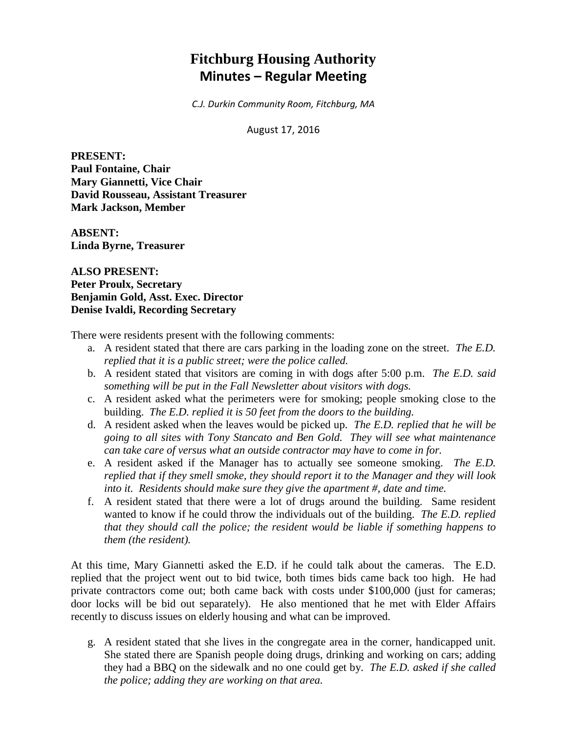# Fitchburg Housing Authority
## Minutes – Regular Meeting

*C.J. Durkin Community Room, Fitchburg, MA*

August 17, 2016

**PRESENT:**
**Paul Fontaine, Chair**
**Mary Giannetti, Vice Chair**
**David Rousseau, Assistant Treasurer**
**Mark Jackson, Member**

**ABSENT:**
**Linda Byrne, Treasurer**

**ALSO PRESENT:**
**Peter Proulx, Secretary**
**Benjamin Gold, Asst. Exec. Director**
**Denise Ivaldi, Recording Secretary**

There were residents present with the following comments:

a. A resident stated that there are cars parking in the loading zone on the street. *The E.D. replied that it is a public street; were the police called.*
b. A resident stated that visitors are coming in with dogs after 5:00 p.m. *The E.D. said something will be put in the Fall Newsletter about visitors with dogs.*
c. A resident asked what the perimeters were for smoking; people smoking close to the building. *The E.D. replied it is 50 feet from the doors to the building.*
d. A resident asked when the leaves would be picked up. *The E.D. replied that he will be going to all sites with Tony Stancato and Ben Gold. They will see what maintenance can take care of versus what an outside contractor may have to come in for.*
e. A resident asked if the Manager has to actually see someone smoking. *The E.D. replied that if they smell smoke, they should report it to the Manager and they will look into it. Residents should make sure they give the apartment #, date and time.*
f. A resident stated that there were a lot of drugs around the building. Same resident wanted to know if he could throw the individuals out of the building. *The E.D. replied that they should call the police; the resident would be liable if something happens to them (the resident).*

At this time, Mary Giannetti asked the E.D. if he could talk about the cameras. The E.D. replied that the project went out to bid twice, both times bids came back too high. He had private contractors come out; both came back with costs under $100,000 (just for cameras; door locks will be bid out separately). He also mentioned that he met with Elder Affairs recently to discuss issues on elderly housing and what can be improved.

g. A resident stated that she lives in the congregate area in the corner, handicapped unit. She stated there are Spanish people doing drugs, drinking and working on cars; adding they had a BBQ on the sidewalk and no one could get by. *The E.D. asked if she called the police; adding they are working on that area.*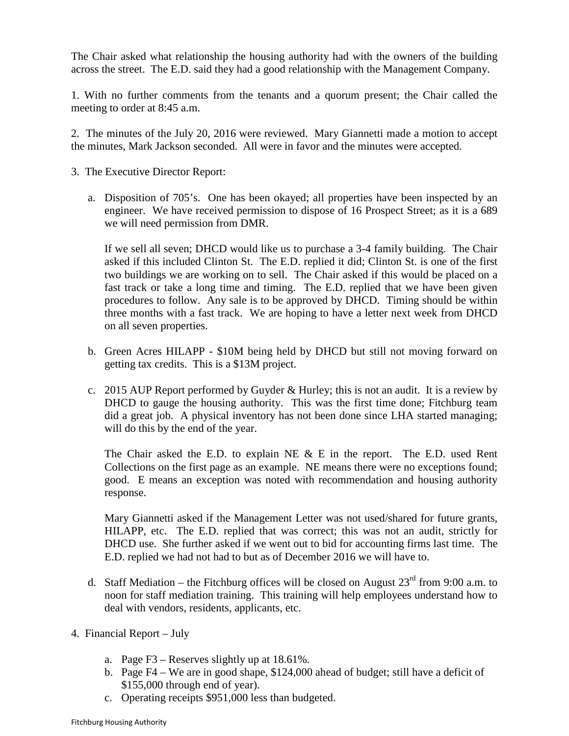The Chair asked what relationship the housing authority had with the owners of the building across the street. The E.D. said they had a good relationship with the Management Company.

1. With no further comments from the tenants and a quorum present; the Chair called the meeting to order at 8:45 a.m.

2. The minutes of the July 20, 2016 were reviewed. Mary Giannetti made a motion to accept the minutes, Mark Jackson seconded. All were in favor and the minutes were accepted.

3. The Executive Director Report:

   a. Disposition of 705's. One has been okayed; all properties have been inspected by an engineer. We have received permission to dispose of 16 Prospect Street; as it is a 689 we will need permission from DMR.

      If we sell all seven; DHCD would like us to purchase a 3-4 family building. The Chair asked if this included Clinton St. The E.D. replied it did; Clinton St. is one of the first two buildings we are working on to sell. The Chair asked if this would be placed on a fast track or take a long time and timing. The E.D. replied that we have been given procedures to follow. Any sale is to be approved by DHCD. Timing should be within three months with a fast track. We are hoping to have a letter next week from DHCD on all seven properties.

   b. Green Acres HILAPP - $10M being held by DHCD but still not moving forward on getting tax credits. This is a $13M project.

   c. 2015 AUP Report performed by Guyder & Hurley; this is not an audit. It is a review by DHCD to gauge the housing authority. This was the first time done; Fitchburg team did a great job. A physical inventory has not been done since LHA started managing; will do this by the end of the year.

      The Chair asked the E.D. to explain NE & E in the report. The E.D. used Rent Collections on the first page as an example. NE means there were no exceptions found; good. E means an exception was noted with recommendation and housing authority response.

      Mary Giannetti asked if the Management Letter was not used/shared for future grants, HILAPP, etc. The E.D. replied that was correct; this was not an audit, strictly for DHCD use. She further asked if we went out to bid for accounting firms last time. The E.D. replied we had not had to but as of December 2016 we will have to.

   d. Staff Mediation – the Fitchburg offices will be closed on August 23rd from 9:00 a.m. to noon for staff mediation training. This training will help employees understand how to deal with vendors, residents, applicants, etc.

4. Financial Report – July

   a. Page F3 – Reserves slightly up at 18.61%.
   b. Page F4 – We are in good shape, $124,000 ahead of budget; still have a deficit of $155,000 through end of year).
   c. Operating receipts $951,000 less than budgeted.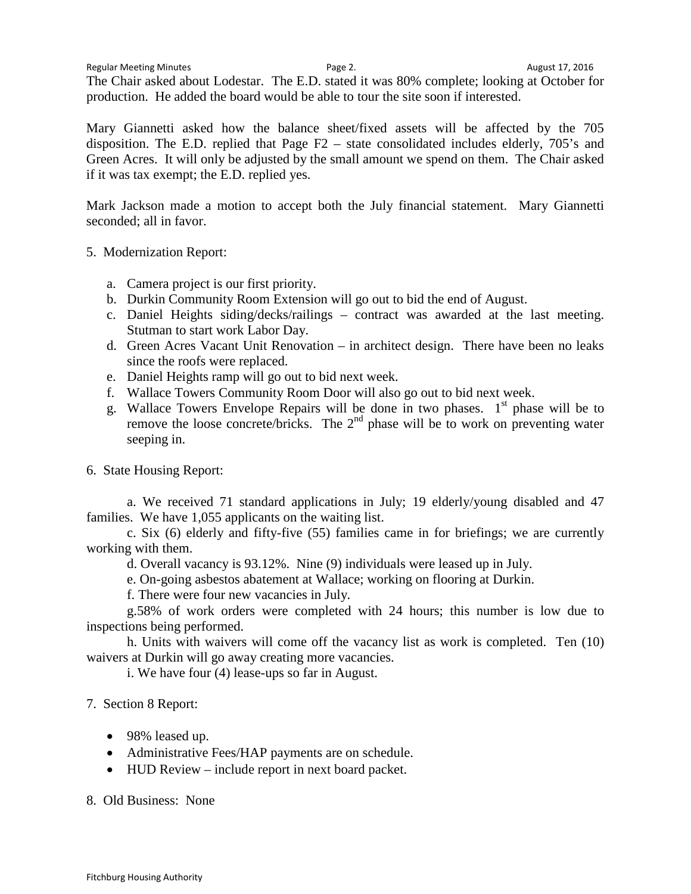The Chair asked about Lodestar. The E.D. stated it was 80% complete; looking at October for production. He added the board would be able to tour the site soon if interested.

Mary Giannetti asked how the balance sheet/fixed assets will be affected by the 705 disposition. The E.D. replied that Page F2 – state consolidated includes elderly, 705's and Green Acres. It will only be adjusted by the small amount we spend on them. The Chair asked if it was tax exempt; the E.D. replied yes.

Mark Jackson made a motion to accept both the July financial statement. Mary Giannetti seconded; all in favor.

5. Modernization Report:

   a. Camera project is our first priority.
   b. Durkin Community Room Extension will go out to bid the end of August.
   c. Daniel Heights siding/decks/railings – contract was awarded at the last meeting. Stutman to start work Labor Day.
   d. Green Acres Vacant Unit Renovation – in architect design. There have been no leaks since the roofs were replaced.
   e. Daniel Heights ramp will go out to bid next week.
   f. Wallace Towers Community Room Door will also go out to bid next week.
   g. Wallace Towers Envelope Repairs will be done in two phases. 1st phase will be to remove the loose concrete/bricks. The 2nd phase will be to work on preventing water seeping in.

6. State Housing Report:

a. We received 71 standard applications in July; 19 elderly/young disabled and 47 families. We have 1,055 applicants on the waiting list.

c. Six (6) elderly and fifty-five (55) families came in for briefings; we are currently working with them.

d. Overall vacancy is 93.12%. Nine (9) individuals were leased up in July.

e. On-going asbestos abatement at Wallace; working on flooring at Durkin.

f. There were four new vacancies in July.

g.58% of work orders were completed with 24 hours; this number is low due to inspections being performed.

h. Units with waivers will come off the vacancy list as work is completed. Ten (10) waivers at Durkin will go away creating more vacancies.

i. We have four (4) lease-ups so far in August.

7. Section 8 Report:

- 98% leased up.
- Administrative Fees/HAP payments are on schedule.
- HUD Review – include report in next board packet.

8. Old Business: None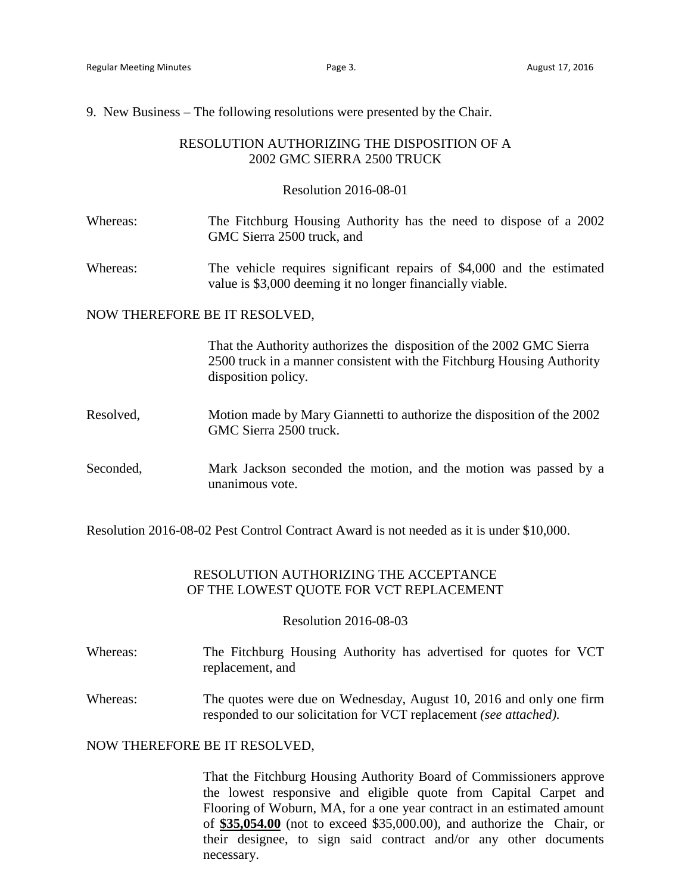9. New Business – The following resolutions were presented by the Chair.

RESOLUTION AUTHORIZING THE DISPOSITION OF A 2002 GMC SIERRA 2500 TRUCK

Resolution 2016-08-01

Whereas: The Fitchburg Housing Authority has the need to dispose of a 2002 GMC Sierra 2500 truck, and

Whereas: The vehicle requires significant repairs of $4,000 and the estimated value is $3,000 deeming it no longer financially viable.

NOW THEREFORE BE IT RESOLVED,

That the Authority authorizes the disposition of the 2002 GMC Sierra 2500 truck in a manner consistent with the Fitchburg Housing Authority disposition policy.

Resolved, Motion made by Mary Giannetti to authorize the disposition of the 2002 GMC Sierra 2500 truck.

Seconded, Mark Jackson seconded the motion, and the motion was passed by a unanimous vote.

Resolution 2016-08-02 Pest Control Contract Award is not needed as it is under $10,000.

RESOLUTION AUTHORIZING THE ACCEPTANCE OF THE LOWEST QUOTE FOR VCT REPLACEMENT

Resolution 2016-08-03

Whereas: The Fitchburg Housing Authority has advertised for quotes for VCT replacement, and

Whereas: The quotes were due on Wednesday, August 10, 2016 and only one firm responded to our solicitation for VCT replacement *(see attached).*

NOW THEREFORE BE IT RESOLVED,

That the Fitchburg Housing Authority Board of Commissioners approve the lowest responsive and eligible quote from Capital Carpet and Flooring of Woburn, MA, for a one year contract in an estimated amount of **$35,054.00** (not to exceed $35,000.00), and authorize the Chair, or their designee, to sign said contract and/or any other documents necessary.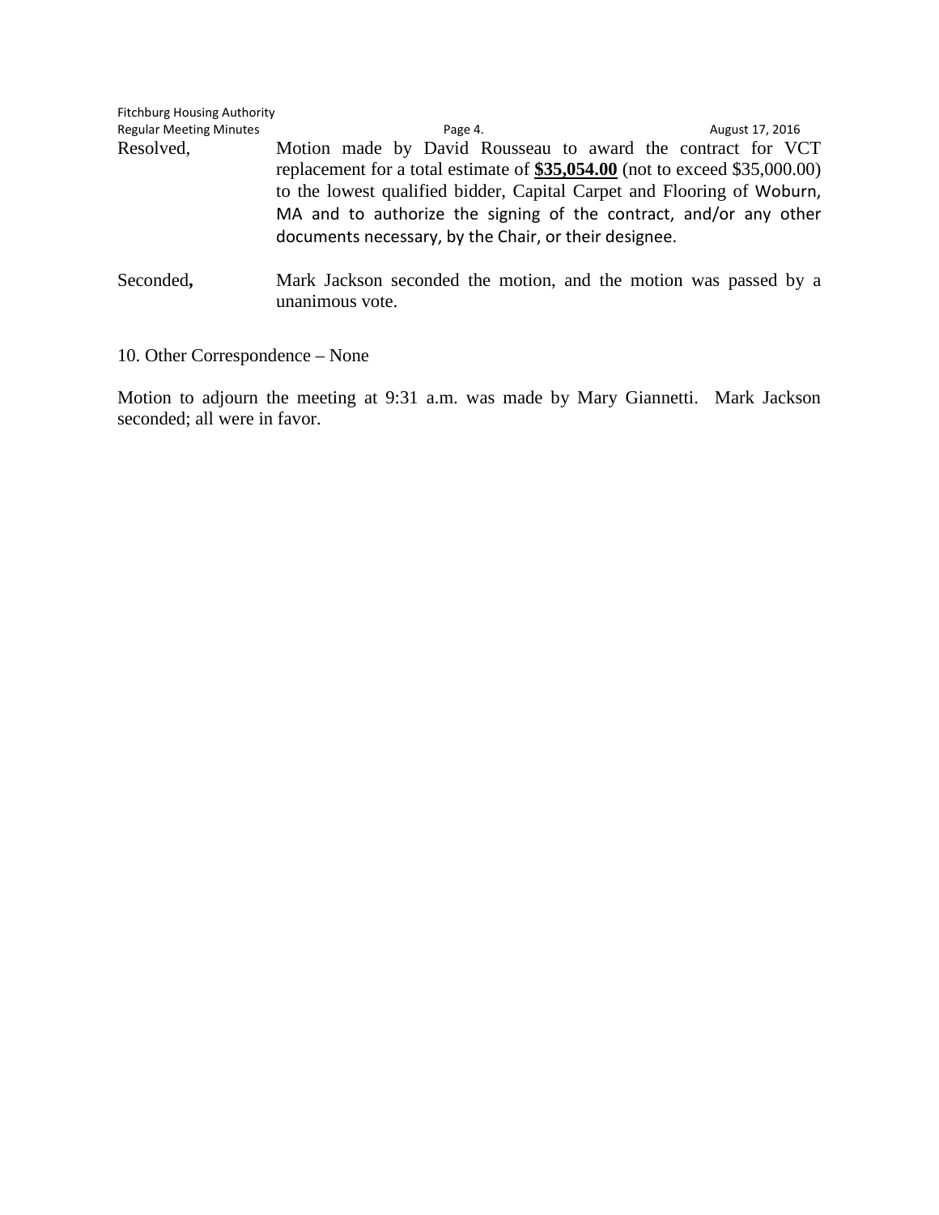Resolved, Motion made by David Rousseau to award the contract for VCT replacement for a total estimate of **<u>$35,054.00</u>** (not to exceed $35,000.00) to the lowest qualified bidder, Capital Carpet and Flooring of Woburn, MA and to authorize the signing of the contract, and/or any other documents necessary, by the Chair, or their designee.

Seconded**,** Mark Jackson seconded the motion, and the motion was passed by a unanimous vote.

10. Other Correspondence – None

Motion to adjourn the meeting at 9:31 a.m. was made by Mary Giannetti. Mark Jackson seconded; all were in favor.